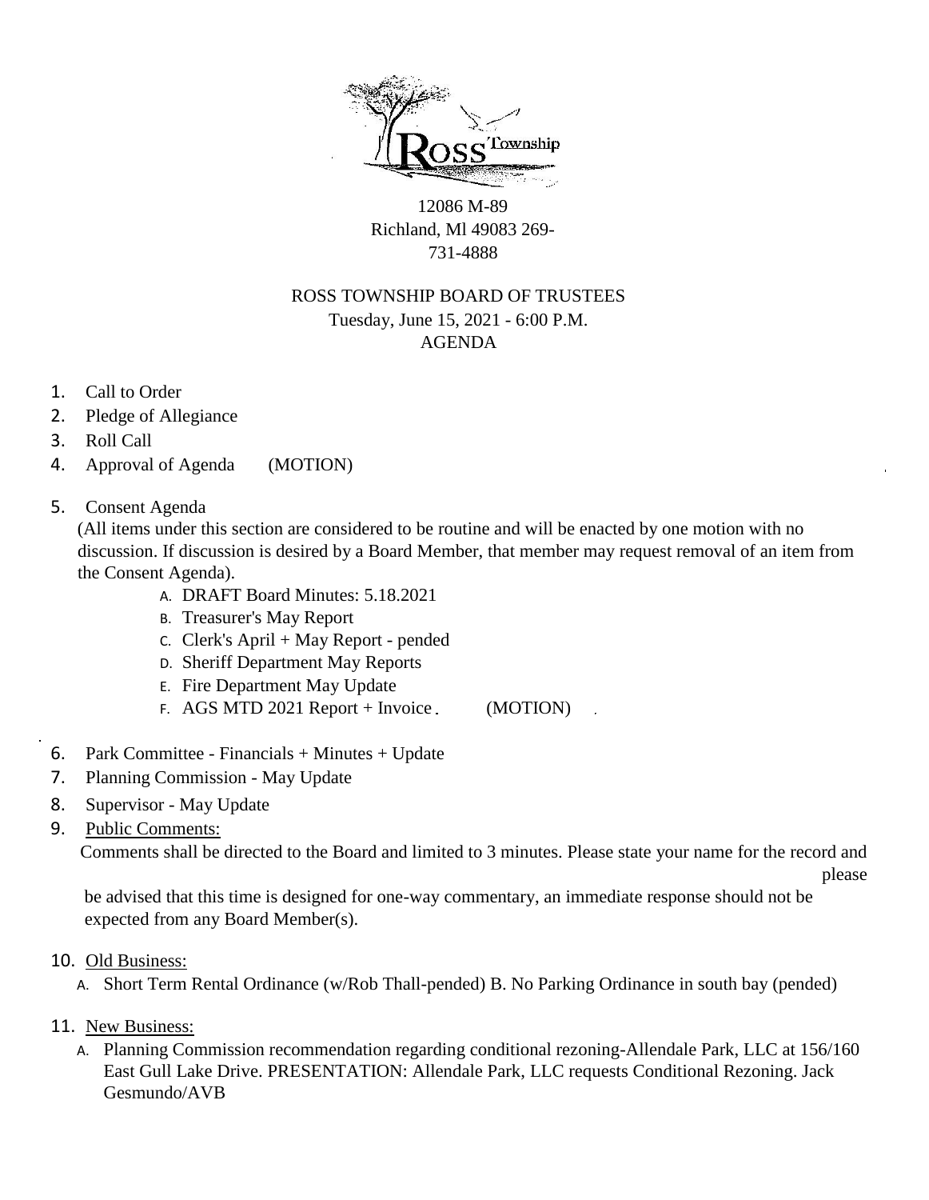Ross Township

12086 M-89
Richland, Ml 49083 269-731-4888

# ROSS TOWNSHIP BOARD OF TRUSTEES
## Tuesday, June 15, 2021 - 6:00 P.M.
## AGENDA

1. Call to Order
2. Pledge of Allegiance
3. Roll Call
4. Approval of Agenda (MOTION)
5. Consent Agenda
   (All items under this section are considered to be routine and will be enacted by one motion with no discussion. If discussion is desired by a Board Member, that member may request removal of an item from the Consent Agenda).
   A. DRAFT Board Minutes: 5.18.2021
   B. Treasurer's May Report
   C. Clerk's April + May Report - pended
   D. Sheriff Department May Reports
   E. Fire Department May Update
   F. AGS MTD 2021 Report + Invoice (MOTION)
6. Park Committee - Financials + Minutes + Update
7. Planning Commission - May Update
8. Supervisor - May Update
9. <u>Public Comments:</u>
   Comments shall be directed to the Board and limited to 3 minutes. Please state your name for the record and please be advised that this time is designed for one-way commentary, an immediate response should not be expected from any Board Member(s).
10. <u>Old Business:</u>
    A. Short Term Rental Ordinance (w/Rob Thall-pended) B. No Parking Ordinance in south bay (pended)
11. <u>New Business:</u>
    A. Planning Commission recommendation regarding conditional rezoning-Allendale Park, LLC at 156/160 East Gull Lake Drive. PRESENTATION: Allendale Park, LLC requests Conditional Rezoning. Jack Gesmundo/AVB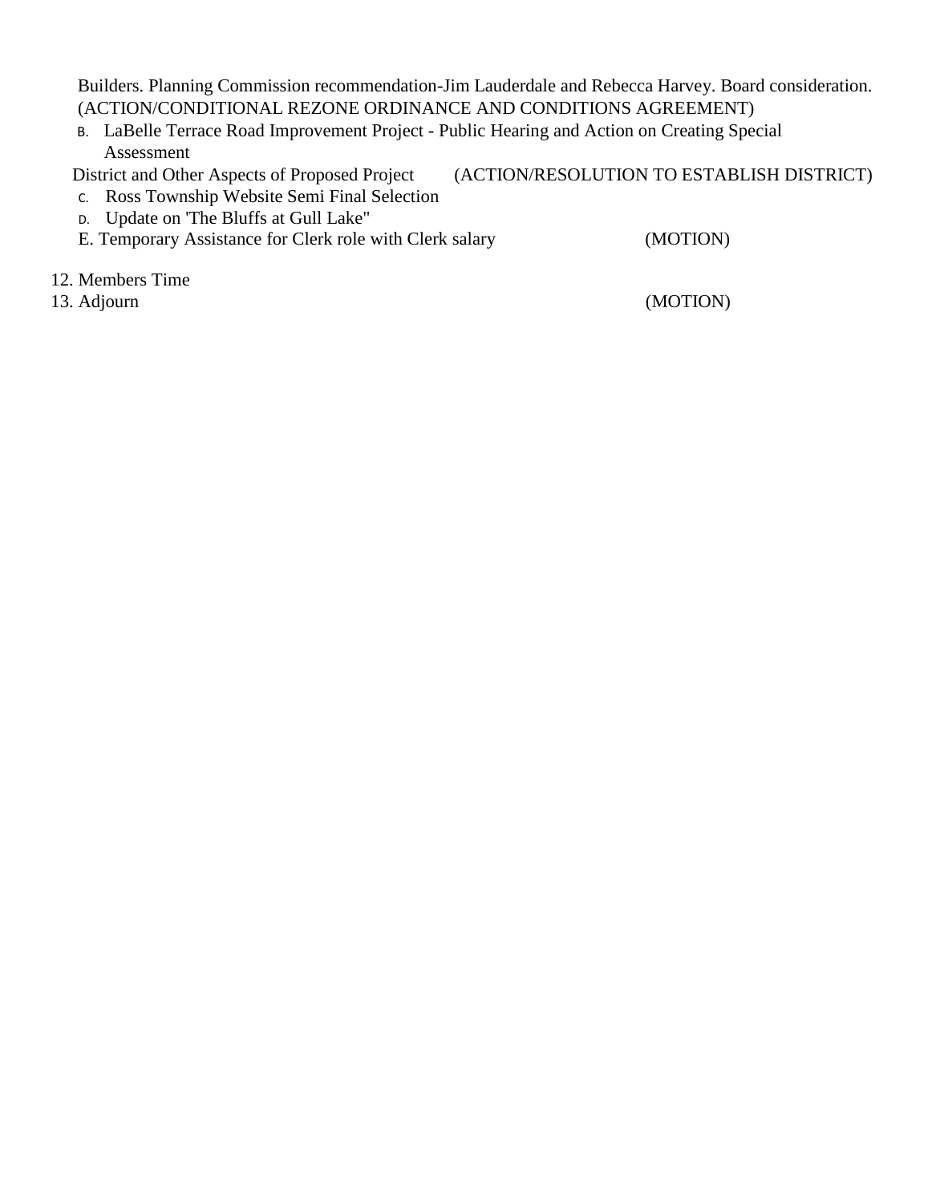Builders. Planning Commission recommendation-Jim Lauderdale and Rebecca Harvey. Board consideration. (ACTION/CONDITIONAL REZONE ORDINANCE AND CONDITIONS AGREEMENT)

B. LaBelle Terrace Road Improvement Project - Public Hearing and Action on Creating Special Assessment District and Other Aspects of Proposed Project (ACTION/RESOLUTION TO ESTABLISH DISTRICT)

C. Ross Township Website Semi Final Selection

D. Update on 'The Bluffs at Gull Lake"

E. Temporary Assistance for Clerk role with Clerk salary (MOTION)

12. Members Time
13. Adjourn (MOTION)